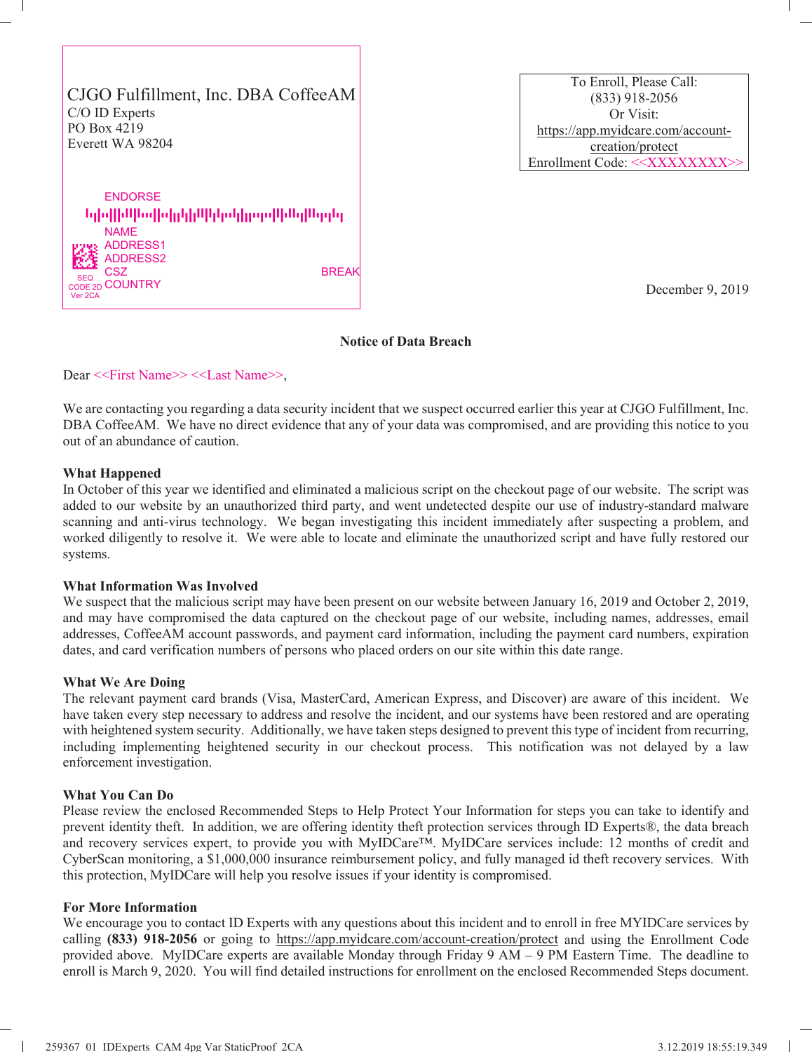CJGO Fulfillment, Inc. DBA CoffeeAM
C/O ID Experts
PO Box 4219
Everett WA 98204

ENDORSE

NAME
ADDRESS1
ADDRESS2
CSZ
COUNTRY

SEQ
CODE 2D
Ver 2CA

BREAK

To Enroll, Please Call:
(833) 918-2056
Or Visit:
https://app.myidcare.com/account-creation/protect
Enrollment Code: <<XXXXXXXX>>

December 9, 2019

**Notice of Data Breach**

Dear <<First Name>> <<Last Name>>,

We are contacting you regarding a data security incident that we suspect occurred earlier this year at CJGO Fulfillment, Inc. DBA CoffeeAM. We have no direct evidence that any of your data was compromised, and are providing this notice to you out of an abundance of caution.

**What Happened**

In October of this year we identified and eliminated a malicious script on the checkout page of our website. The script was added to our website by an unauthorized third party, and went undetected despite our use of industry-standard malware scanning and anti-virus technology. We began investigating this incident immediately after suspecting a problem, and worked diligently to resolve it. We were able to locate and eliminate the unauthorized script and have fully restored our systems.

**What Information Was Involved**

We suspect that the malicious script may have been present on our website between January 16, 2019 and October 2, 2019, and may have compromised the data captured on the checkout page of our website, including names, addresses, email addresses, CoffeeAM account passwords, and payment card information, including the payment card numbers, expiration dates, and card verification numbers of persons who placed orders on our site within this date range.

**What We Are Doing**

The relevant payment card brands (Visa, MasterCard, American Express, and Discover) are aware of this incident. We have taken every step necessary to address and resolve the incident, and our systems have been restored and are operating with heightened system security. Additionally, we have taken steps designed to prevent this type of incident from recurring, including implementing heightened security in our checkout process. This notification was not delayed by a law enforcement investigation.

**What You Can Do**

Please review the enclosed Recommended Steps to Help Protect Your Information for steps you can take to identify and prevent identity theft. In addition, we are offering identity theft protection services through ID Experts®, the data breach and recovery services expert, to provide you with MyIDCare™. MyIDCare services include: 12 months of credit and CyberScan monitoring, a $1,000,000 insurance reimbursement policy, and fully managed id theft recovery services. With this protection, MyIDCare will help you resolve issues if your identity is compromised.

**For More Information**

We encourage you to contact ID Experts with any questions about this incident and to enroll in free MYIDCare services by calling **(833) 918-2056** or going to https://app.myidcare.com/account-creation/protect and using the Enrollment Code provided above. MyIDCare experts are available Monday through Friday 9 AM – 9 PM Eastern Time. The deadline to enroll is March 9, 2020. You will find detailed instructions for enrollment on the enclosed Recommended Steps document.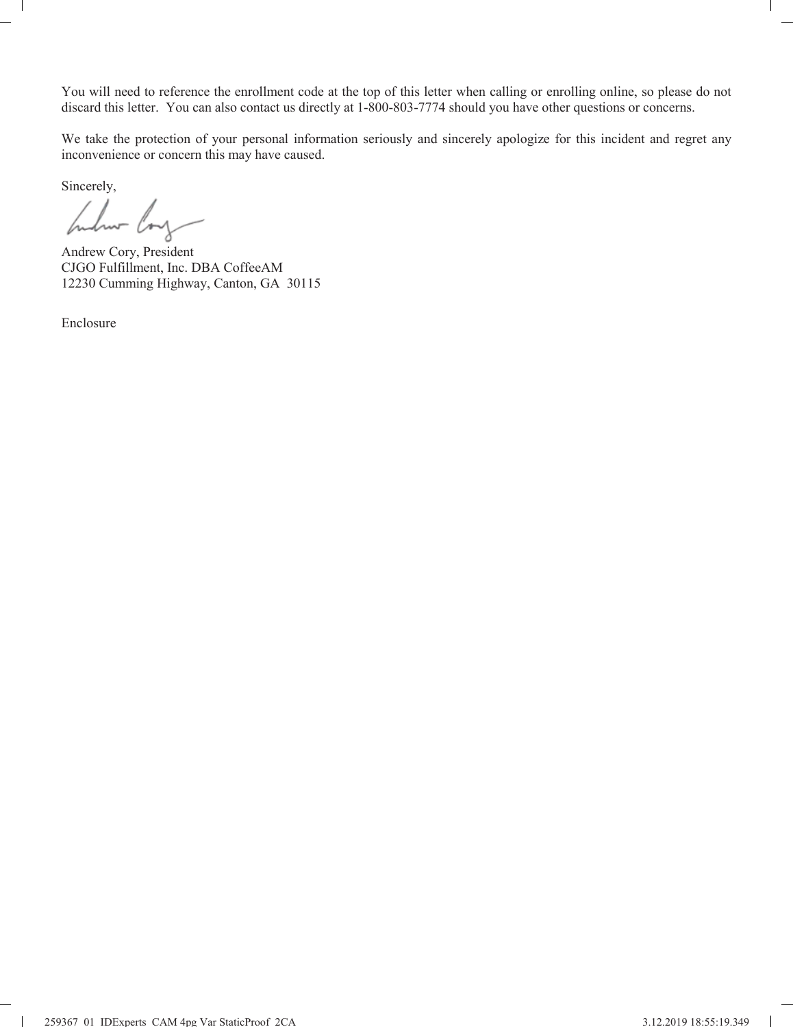You will need to reference the enrollment code at the top of this letter when calling or enrolling online, so please do not discard this letter. You can also contact us directly at 1-800-803-7774 should you have other questions or concerns.

We take the protection of your personal information seriously and sincerely apologize for this incident and regret any inconvenience or concern this may have caused.

Sincerely,

Andrew Cory, President
CJGO Fulfillment, Inc. DBA CoffeeAM
12230 Cumming Highway, Canton, GA 30115

Enclosure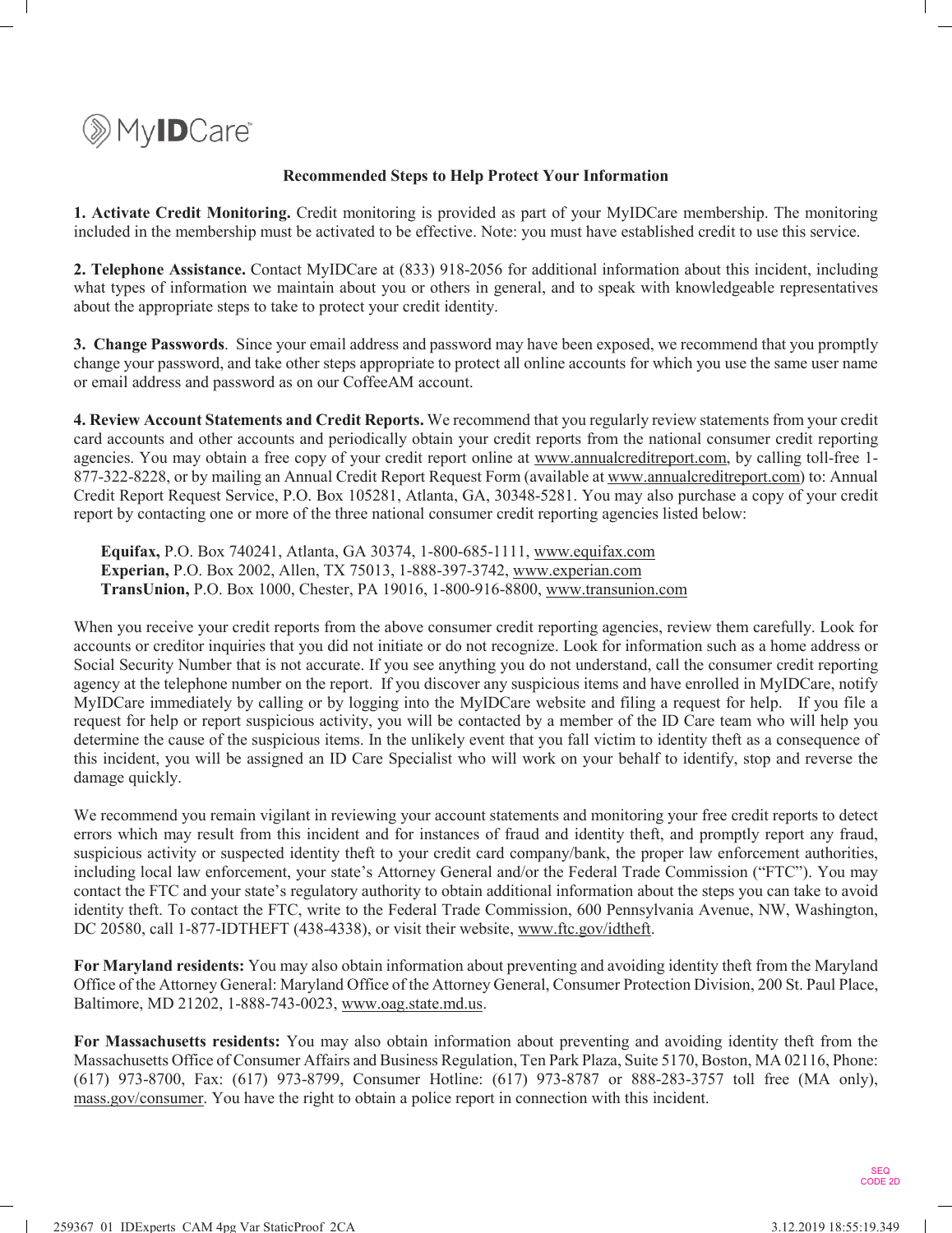MyIDCare™

## Recommended Steps to Help Protect Your Information

**1. Activate Credit Monitoring.** Credit monitoring is provided as part of your MyIDCare membership. The monitoring included in the membership must be activated to be effective. Note: you must have established credit to use this service.

**2. Telephone Assistance.** Contact MyIDCare at (833) 918-2056 for additional information about this incident, including what types of information we maintain about you or others in general, and to speak with knowledgeable representatives about the appropriate steps to take to protect your credit identity.

**3. Change Passwords**. Since your email address and password may have been exposed, we recommend that you promptly change your password, and take other steps appropriate to protect all online accounts for which you use the same user name or email address and password as on our CoffeeAM account.

**4. Review Account Statements and Credit Reports.** We recommend that you regularly review statements from your credit card accounts and other accounts and periodically obtain your credit reports from the national consumer credit reporting agencies. You may obtain a free copy of your credit report online at www.annualcreditreport.com, by calling toll-free 1-877-322-8228, or by mailing an Annual Credit Report Request Form (available at www.annualcreditreport.com) to: Annual Credit Report Request Service, P.O. Box 105281, Atlanta, GA, 30348-5281. You may also purchase a copy of your credit report by contacting one or more of the three national consumer credit reporting agencies listed below:

**Equifax,** P.O. Box 740241, Atlanta, GA 30374, 1-800-685-1111, www.equifax.com
**Experian,** P.O. Box 2002, Allen, TX 75013, 1-888-397-3742, www.experian.com
**TransUnion,** P.O. Box 1000, Chester, PA 19016, 1-800-916-8800, www.transunion.com

When you receive your credit reports from the above consumer credit reporting agencies, review them carefully. Look for accounts or creditor inquiries that you did not initiate or do not recognize. Look for information such as a home address or Social Security Number that is not accurate. If you see anything you do not understand, call the consumer credit reporting agency at the telephone number on the report. If you discover any suspicious items and have enrolled in MyIDCare, notify MyIDCare immediately by calling or by logging into the MyIDCare website and filing a request for help. If you file a request for help or report suspicious activity, you will be contacted by a member of the ID Care team who will help you determine the cause of the suspicious items. In the unlikely event that you fall victim to identity theft as a consequence of this incident, you will be assigned an ID Care Specialist who will work on your behalf to identify, stop and reverse the damage quickly.

We recommend you remain vigilant in reviewing your account statements and monitoring your free credit reports to detect errors which may result from this incident and for instances of fraud and identity theft, and promptly report any fraud, suspicious activity or suspected identity theft to your credit card company/bank, the proper law enforcement authorities, including local law enforcement, your state's Attorney General and/or the Federal Trade Commission ("FTC"). You may contact the FTC and your state's regulatory authority to obtain additional information about the steps you can take to avoid identity theft. To contact the FTC, write to the Federal Trade Commission, 600 Pennsylvania Avenue, NW, Washington, DC 20580, call 1-877-IDTHEFT (438-4338), or visit their website, www.ftc.gov/idtheft.

**For Maryland residents:** You may also obtain information about preventing and avoiding identity theft from the Maryland Office of the Attorney General: Maryland Office of the Attorney General, Consumer Protection Division, 200 St. Paul Place, Baltimore, MD 21202, 1-888-743-0023, www.oag.state.md.us.

**For Massachusetts residents:** You may also obtain information about preventing and avoiding identity theft from the Massachusetts Office of Consumer Affairs and Business Regulation, Ten Park Plaza, Suite 5170, Boston, MA 02116, Phone: (617) 973-8700, Fax: (617) 973-8799, Consumer Hotline: (617) 973-8787 or 888-283-3757 toll free (MA only), mass.gov/consumer. You have the right to obtain a police report in connection with this incident.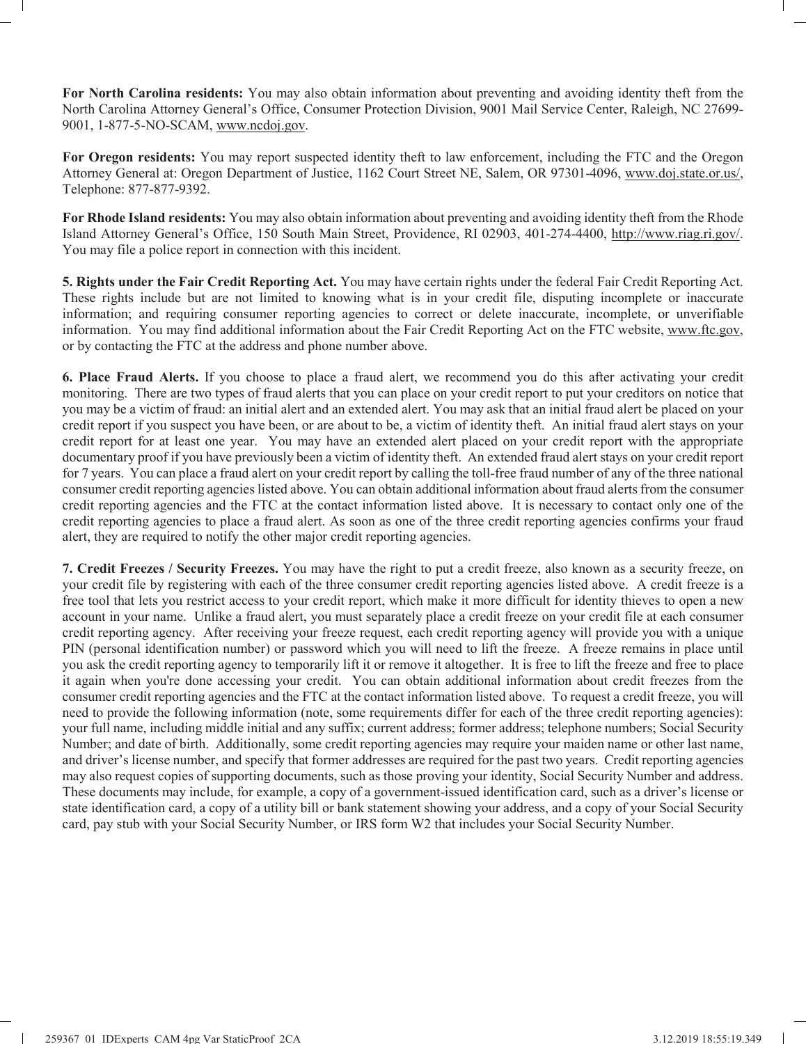**For North Carolina residents:** You may also obtain information about preventing and avoiding identity theft from the North Carolina Attorney General's Office, Consumer Protection Division, 9001 Mail Service Center, Raleigh, NC 27699-9001, 1-877-5-NO-SCAM, www.ncdoj.gov.

**For Oregon residents:** You may report suspected identity theft to law enforcement, including the FTC and the Oregon Attorney General at: Oregon Department of Justice, 1162 Court Street NE, Salem, OR 97301-4096, www.doj.state.or.us/, Telephone: 877-877-9392.

**For Rhode Island residents:** You may also obtain information about preventing and avoiding identity theft from the Rhode Island Attorney General's Office, 150 South Main Street, Providence, RI 02903, 401-274-4400, http://www.riag.ri.gov/. You may file a police report in connection with this incident.

**5. Rights under the Fair Credit Reporting Act.** You may have certain rights under the federal Fair Credit Reporting Act. These rights include but are not limited to knowing what is in your credit file, disputing incomplete or inaccurate information; and requiring consumer reporting agencies to correct or delete inaccurate, incomplete, or unverifiable information. You may find additional information about the Fair Credit Reporting Act on the FTC website, www.ftc.gov, or by contacting the FTC at the address and phone number above.

**6. Place Fraud Alerts.** If you choose to place a fraud alert, we recommend you do this after activating your credit monitoring. There are two types of fraud alerts that you can place on your credit report to put your creditors on notice that you may be a victim of fraud: an initial alert and an extended alert. You may ask that an initial fraud alert be placed on your credit report if you suspect you have been, or are about to be, a victim of identity theft. An initial fraud alert stays on your credit report for at least one year. You may have an extended alert placed on your credit report with the appropriate documentary proof if you have previously been a victim of identity theft. An extended fraud alert stays on your credit report for 7 years. You can place a fraud alert on your credit report by calling the toll-free fraud number of any of the three national consumer credit reporting agencies listed above. You can obtain additional information about fraud alerts from the consumer credit reporting agencies and the FTC at the contact information listed above. It is necessary to contact only one of the credit reporting agencies to place a fraud alert. As soon as one of the three credit reporting agencies confirms your fraud alert, they are required to notify the other major credit reporting agencies.

**7. Credit Freezes / Security Freezes.** You may have the right to put a credit freeze, also known as a security freeze, on your credit file by registering with each of the three consumer credit reporting agencies listed above. A credit freeze is a free tool that lets you restrict access to your credit report, which make it more difficult for identity thieves to open a new account in your name. Unlike a fraud alert, you must separately place a credit freeze on your credit file at each consumer credit reporting agency. After receiving your freeze request, each credit reporting agency will provide you with a unique PIN (personal identification number) or password which you will need to lift the freeze. A freeze remains in place until you ask the credit reporting agency to temporarily lift it or remove it altogether. It is free to lift the freeze and free to place it again when you're done accessing your credit. You can obtain additional information about credit freezes from the consumer credit reporting agencies and the FTC at the contact information listed above. To request a credit freeze, you will need to provide the following information (note, some requirements differ for each of the three credit reporting agencies): your full name, including middle initial and any suffix; current address; former address; telephone numbers; Social Security Number; and date of birth. Additionally, some credit reporting agencies may require your maiden name or other last name, and driver's license number, and specify that former addresses are required for the past two years. Credit reporting agencies may also request copies of supporting documents, such as those proving your identity, Social Security Number and address. These documents may include, for example, a copy of a government-issued identification card, such as a driver's license or state identification card, a copy of a utility bill or bank statement showing your address, and a copy of your Social Security card, pay stub with your Social Security Number, or IRS form W2 that includes your Social Security Number.